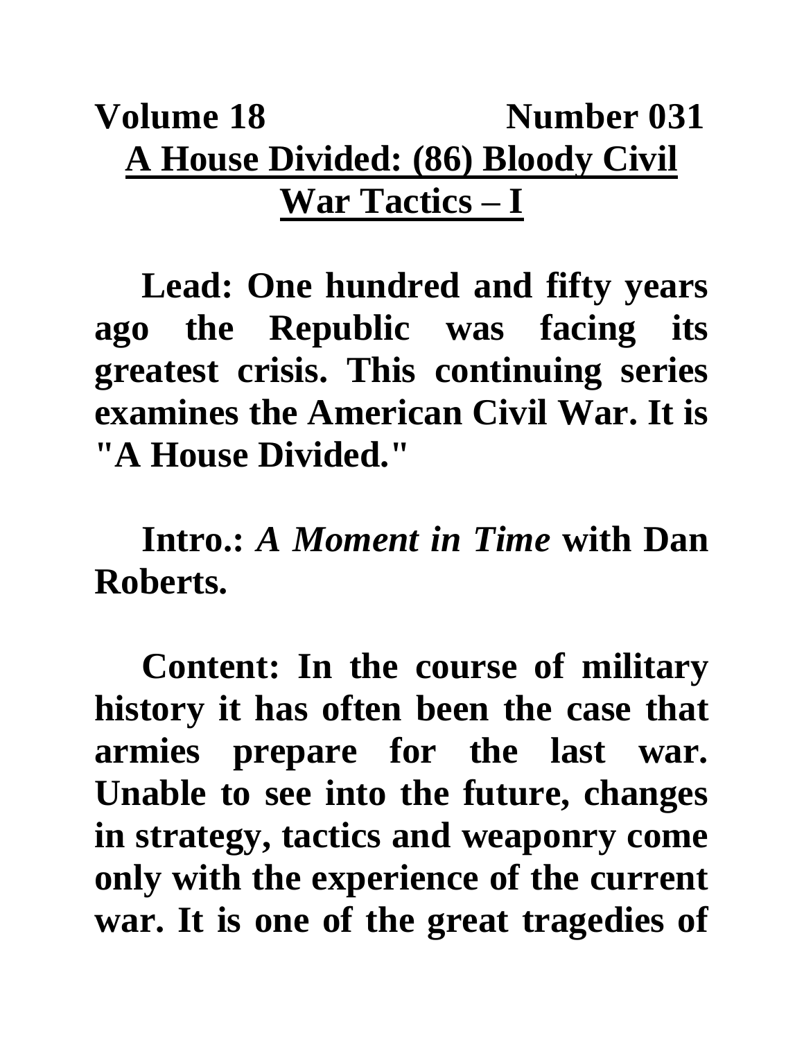**Volume 18 Number 031**

# A House Divided: (86) Bloody Civil War Tactics – I

**Lead: One hundred and fifty years ago the Republic was facing its greatest crisis. This continuing series examines the American Civil War. It is "A House Divided."**

**Intro.:** ***A Moment in Time*** **with Dan Roberts.**

**Content: In the course of military history it has often been the case that armies prepare for the last war. Unable to see into the future, changes in strategy, tactics and weaponry come only with the experience of the current war. It is one of the great tragedies of**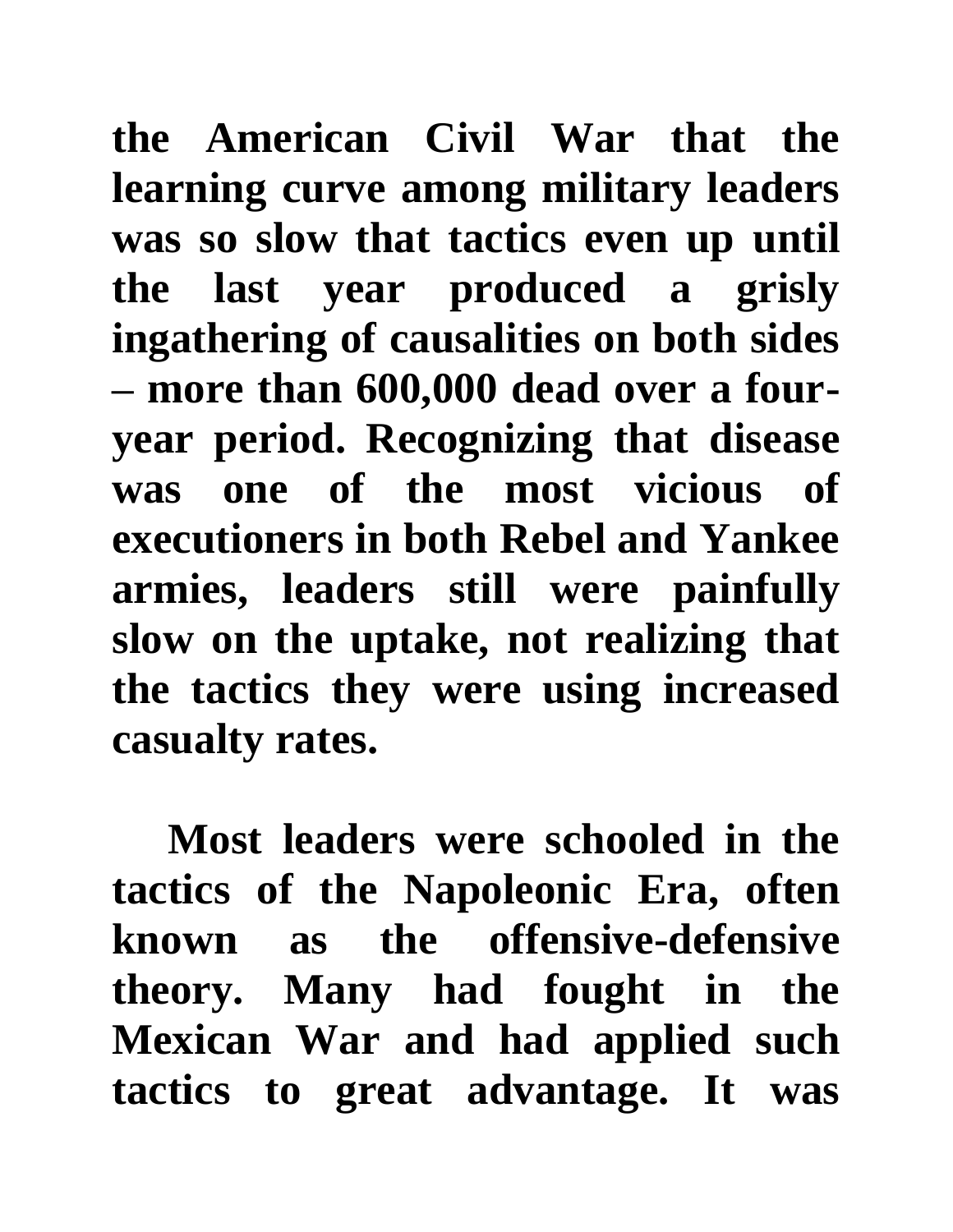**the American Civil War that the learning curve among military leaders was so slow that tactics even up until the last year produced a grisly ingathering of causalities on both sides – more than 600,000 dead over a four-year period. Recognizing that disease was one of the most vicious of executioners in both Rebel and Yankee armies, leaders still were painfully slow on the uptake, not realizing that the tactics they were using increased casualty rates.**

**Most leaders were schooled in the tactics of the Napoleonic Era, often known as the offensive-defensive theory. Many had fought in the Mexican War and had applied such tactics to great advantage. It was**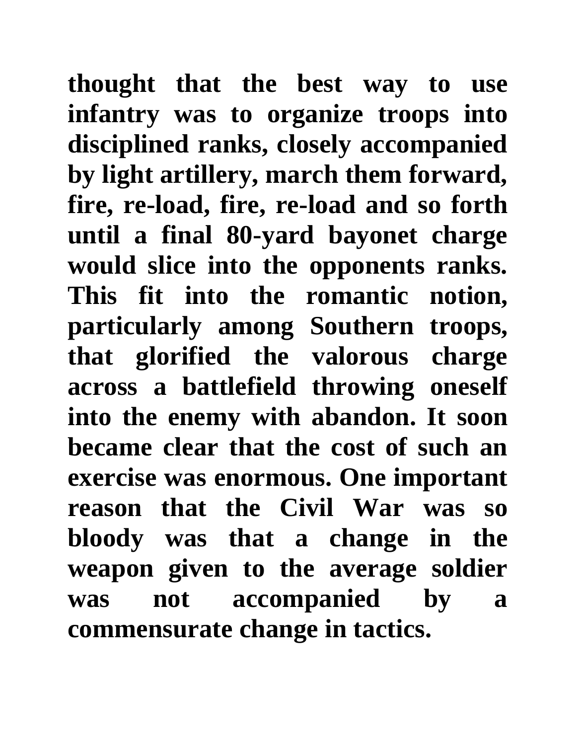**thought that the best way to use infantry was to organize troops into disciplined ranks, closely accompanied by light artillery, march them forward, fire, re-load, fire, re-load and so forth until a final 80-yard bayonet charge would slice into the opponents ranks. This fit into the romantic notion, particularly among Southern troops, that glorified the valorous charge across a battlefield throwing oneself into the enemy with abandon. It soon became clear that the cost of such an exercise was enormous. One important reason that the Civil War was so bloody was that a change in the weapon given to the average soldier was not accompanied by a commensurate change in tactics.**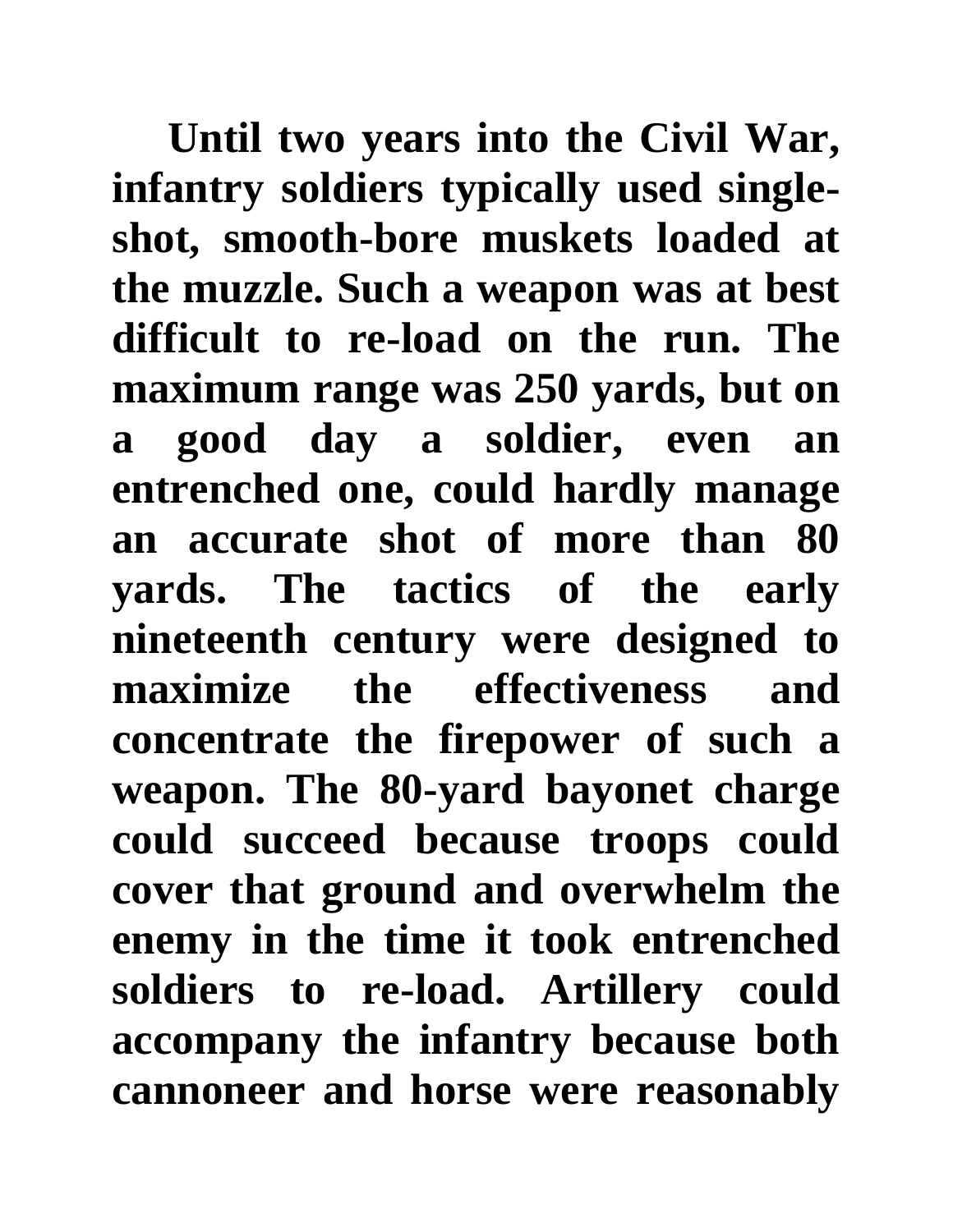**Until two years into the Civil War, infantry soldiers typically used single-shot, smooth-bore muskets loaded at the muzzle. Such a weapon was at best difficult to re-load on the run. The maximum range was 250 yards, but on a good day a soldier, even an entrenched one, could hardly manage an accurate shot of more than 80 yards. The tactics of the early nineteenth century were designed to maximize the effectiveness and concentrate the firepower of such a weapon. The 80-yard bayonet charge could succeed because troops could cover that ground and overwhelm the enemy in the time it took entrenched soldiers to re-load. Artillery could accompany the infantry because both cannoneer and horse were reasonably**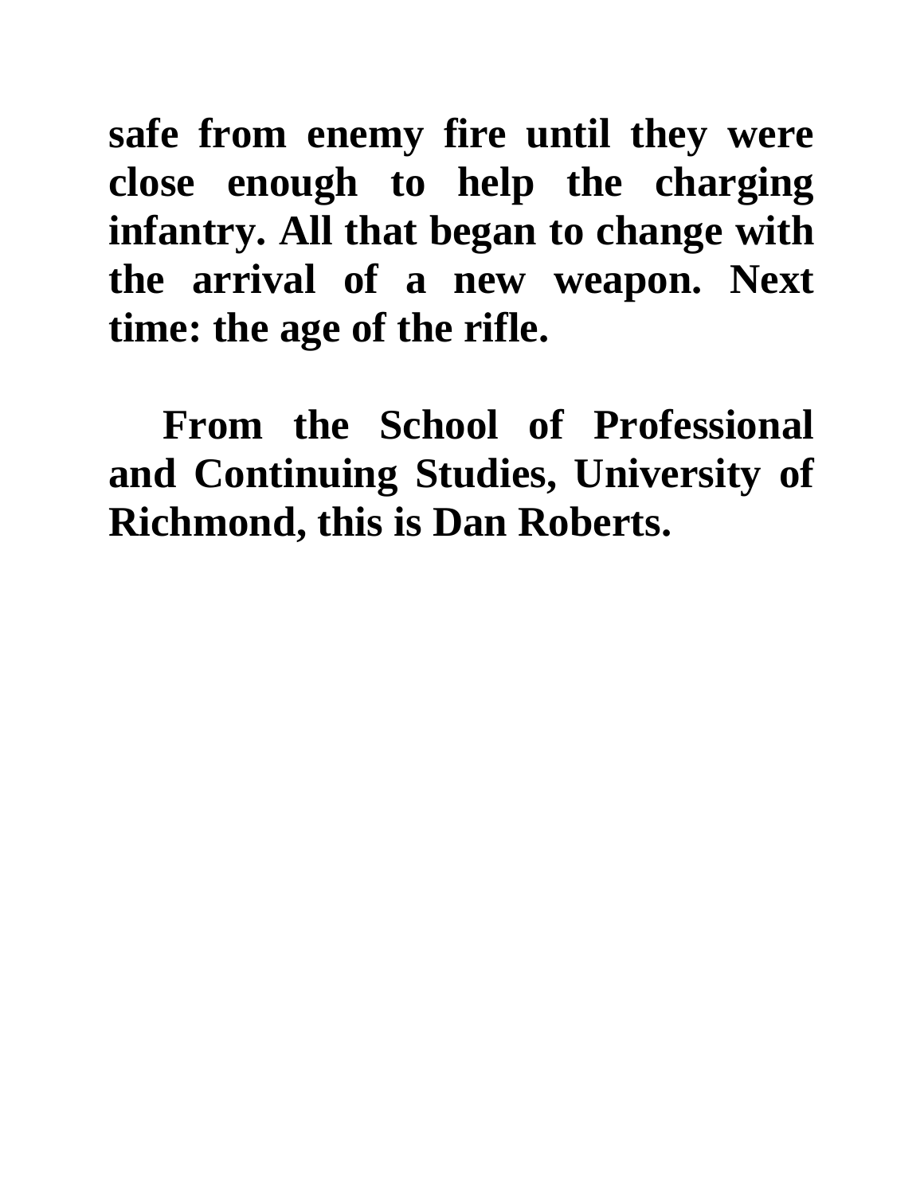**safe from enemy fire until they were close enough to help the charging infantry. All that began to change with the arrival of a new weapon. Next time: the age of the rifle.**

**From the School of Professional and Continuing Studies, University of Richmond, this is Dan Roberts.**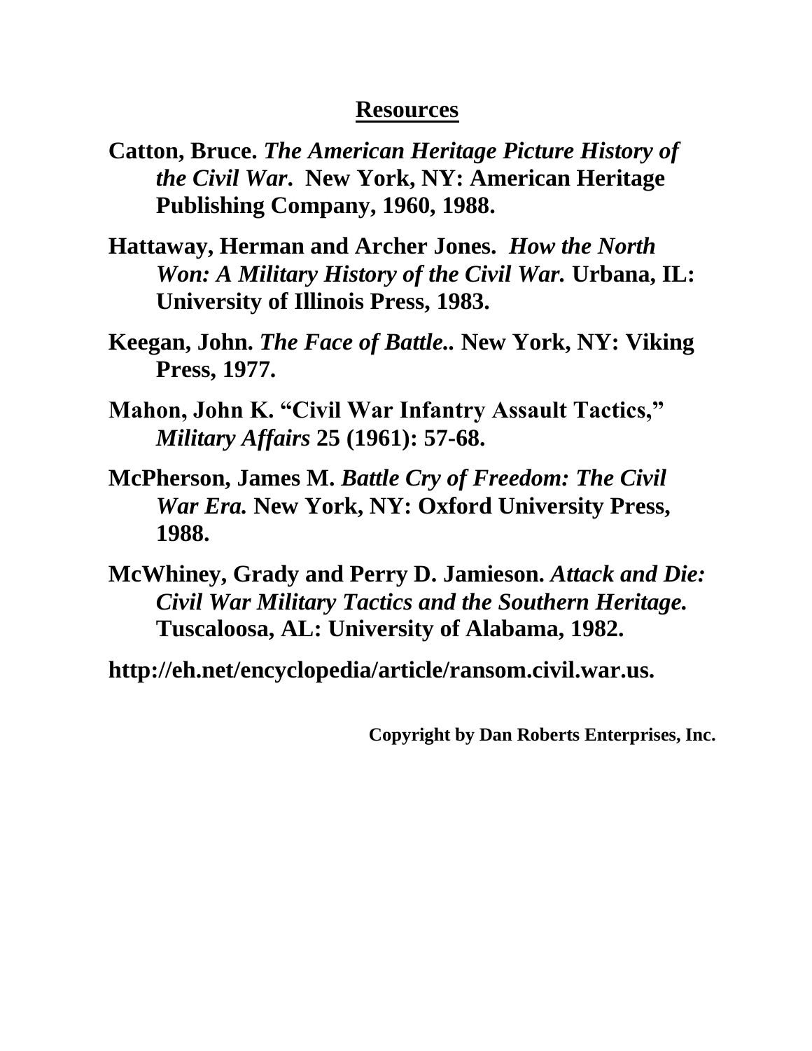## Resources

**Catton, Bruce.** ***The American Heritage Picture History of the Civil War.*** **New York, NY: American Heritage Publishing Company, 1960, 1988.**

**Hattaway, Herman and Archer Jones.** ***How the North Won: A Military History of the Civil War.*** **Urbana, IL: University of Illinois Press, 1983.**

**Keegan, John.** ***The Face of Battle..*** **New York, NY: Viking Press, 1977.**

**Mahon, John K. "Civil War Infantry Assault Tactics,"** ***Military Affairs*** **25 (1961): 57-68.**

**McPherson, James M.** ***Battle Cry of Freedom: The Civil War Era.*** **New York, NY: Oxford University Press, 1988.**

**McWhiney, Grady and Perry D. Jamieson.** ***Attack and Die: Civil War Military Tactics and the Southern Heritage.*** **Tuscaloosa, AL: University of Alabama, 1982.**

**http://eh.net/encyclopedia/article/ransom.civil.war.us.**

**Copyright by Dan Roberts Enterprises, Inc.**